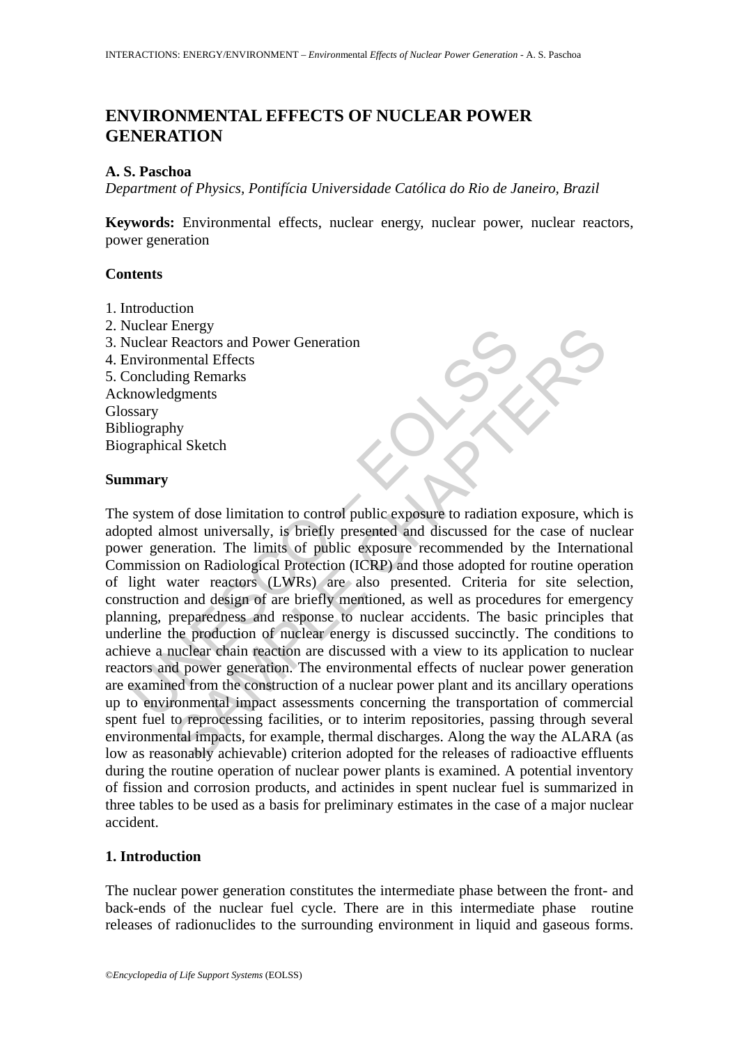# ENVIRONMENTAL EFFECTS OF NUCLEAR POWER GENERATION

**A. S. Paschoa**

*Department of Physics, Pontifícia Universidade Católica do Rio de Janeiro, Brazil*

**Keywords:** Environmental effects, nuclear energy, nuclear power, nuclear reactors, power generation

## Contents

1. Introduction
2. Nuclear Energy
3. Nuclear Reactors and Power Generation
4. Environmental Effects
5. Concluding Remarks

Acknowledgments
Glossary
Bibliography
Biographical Sketch

## Summary

The system of dose limitation to control public exposure to radiation exposure, which is adopted almost universally, is briefly presented and discussed for the case of nuclear power generation. The limits of public exposure recommended by the International Commission on Radiological Protection (ICRP) and those adopted for routine operation of light water reactors (LWRs) are also presented. Criteria for site selection, construction and design of are briefly mentioned, as well as procedures for emergency planning, preparedness and response to nuclear accidents. The basic principles that underline the production of nuclear energy is discussed succinctly. The conditions to achieve a nuclear chain reaction are discussed with a view to its application to nuclear reactors and power generation. The environmental effects of nuclear power generation are examined from the construction of a nuclear power plant and its ancillary operations up to environmental impact assessments concerning the transportation of commercial spent fuel to reprocessing facilities, or to interim repositories, passing through several environmental impacts, for example, thermal discharges. Along the way the ALARA (as low as reasonably achievable) criterion adopted for the releases of radioactive effluents during the routine operation of nuclear power plants is examined. A potential inventory of fission and corrosion products, and actinides in spent nuclear fuel is summarized in three tables to be used as a basis for preliminary estimates in the case of a major nuclear accident.

## 1. Introduction

The nuclear power generation constitutes the intermediate phase between the front- and back-ends of the nuclear fuel cycle. There are in this intermediate phase routine releases of radionuclides to the surrounding environment in liquid and gaseous forms.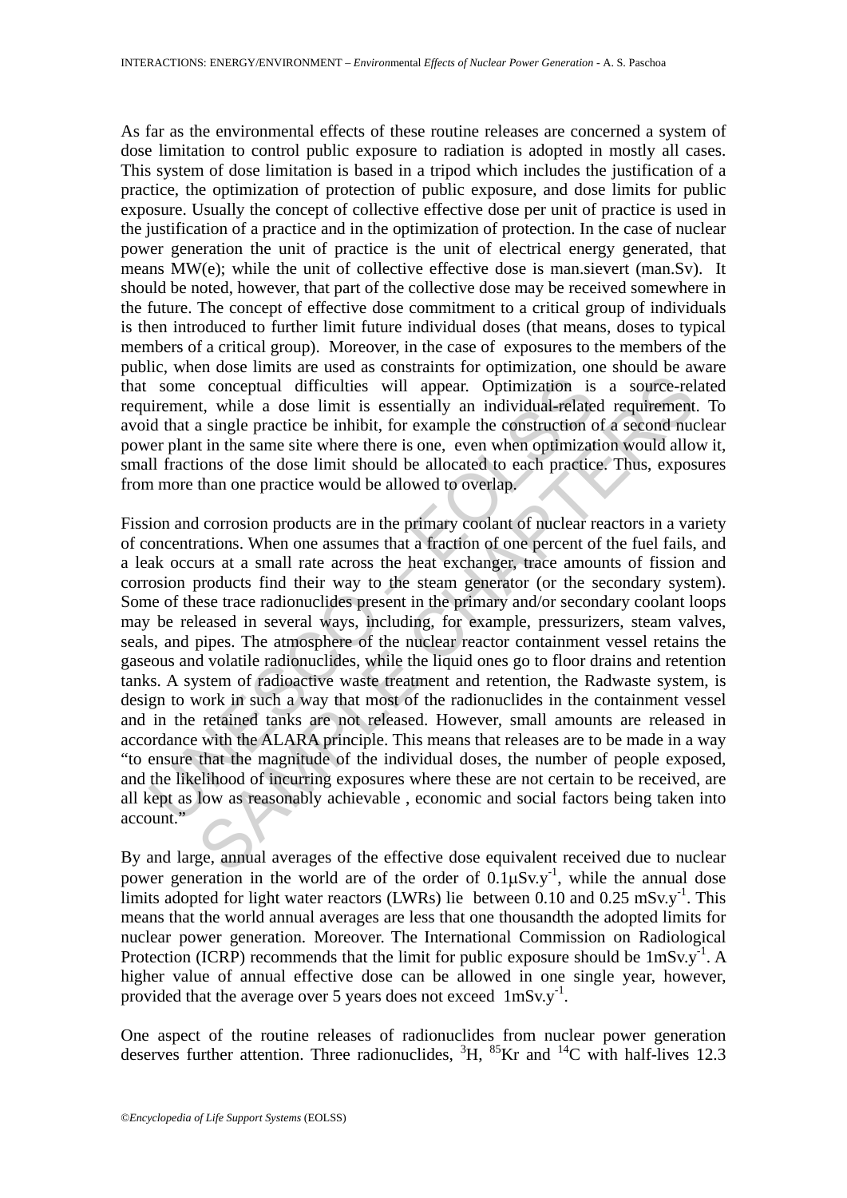As far as the environmental effects of these routine releases are concerned a system of dose limitation to control public exposure to radiation is adopted in mostly all cases. This system of dose limitation is based in a tripod which includes the justification of a practice, the optimization of protection of public exposure, and dose limits for public exposure. Usually the concept of collective effective dose per unit of practice is used in the justification of a practice and in the optimization of protection. In the case of nuclear power generation the unit of practice is the unit of electrical energy generated, that means MW(e); while the unit of collective effective dose is man.sievert (man.Sv). It should be noted, however, that part of the collective dose may be received somewhere in the future. The concept of effective dose commitment to a critical group of individuals is then introduced to further limit future individual doses (that means, doses to typical members of a critical group). Moreover, in the case of exposures to the members of the public, when dose limits are used as constraints for optimization, one should be aware that some conceptual difficulties will appear. Optimization is a source-related requirement, while a dose limit is essentially an individual-related requirement. To avoid that a single practice be inhibit, for example the construction of a second nuclear power plant in the same site where there is one, even when optimization would allow it, small fractions of the dose limit should be allocated to each practice. Thus, exposures from more than one practice would be allowed to overlap.

Fission and corrosion products are in the primary coolant of nuclear reactors in a variety of concentrations. When one assumes that a fraction of one percent of the fuel fails, and a leak occurs at a small rate across the heat exchanger, trace amounts of fission and corrosion products find their way to the steam generator (or the secondary system). Some of these trace radionuclides present in the primary and/or secondary coolant loops may be released in several ways, including, for example, pressurizers, steam valves, seals, and pipes. The atmosphere of the nuclear reactor containment vessel retains the gaseous and volatile radionuclides, while the liquid ones go to floor drains and retention tanks. A system of radioactive waste treatment and retention, the Radwaste system, is design to work in such a way that most of the radionuclides in the containment vessel and in the retained tanks are not released. However, small amounts are released in accordance with the ALARA principle. This means that releases are to be made in a way "to ensure that the magnitude of the individual doses, the number of people exposed, and the likelihood of incurring exposures where these are not certain to be received, are all kept as low as reasonably achievable , economic and social factors being taken into account."

By and large, annual averages of the effective dose equivalent received due to nuclear power generation in the world are of the order of $0.1\mu Sv.y^{-1}$, while the annual dose limits adopted for light water reactors (LWRs) lie between 0.10 and 0.25 $mSv.y^{-1}$. This means that the world annual averages are less that one thousandth the adopted limits for nuclear power generation. Moreover. The International Commission on Radiological Protection (ICRP) recommends that the limit for public exposure should be $1mSv.y^{-1}$. A higher value of annual effective dose can be allowed in one single year, however, provided that the average over 5 years does not exceed $1mSv.y^{-1}$.

One aspect of the routine releases of radionuclides from nuclear power generation deserves further attention. Three radionuclides, $^{3}H$, $^{85}Kr$ and $^{14}C$ with half-lives 12.3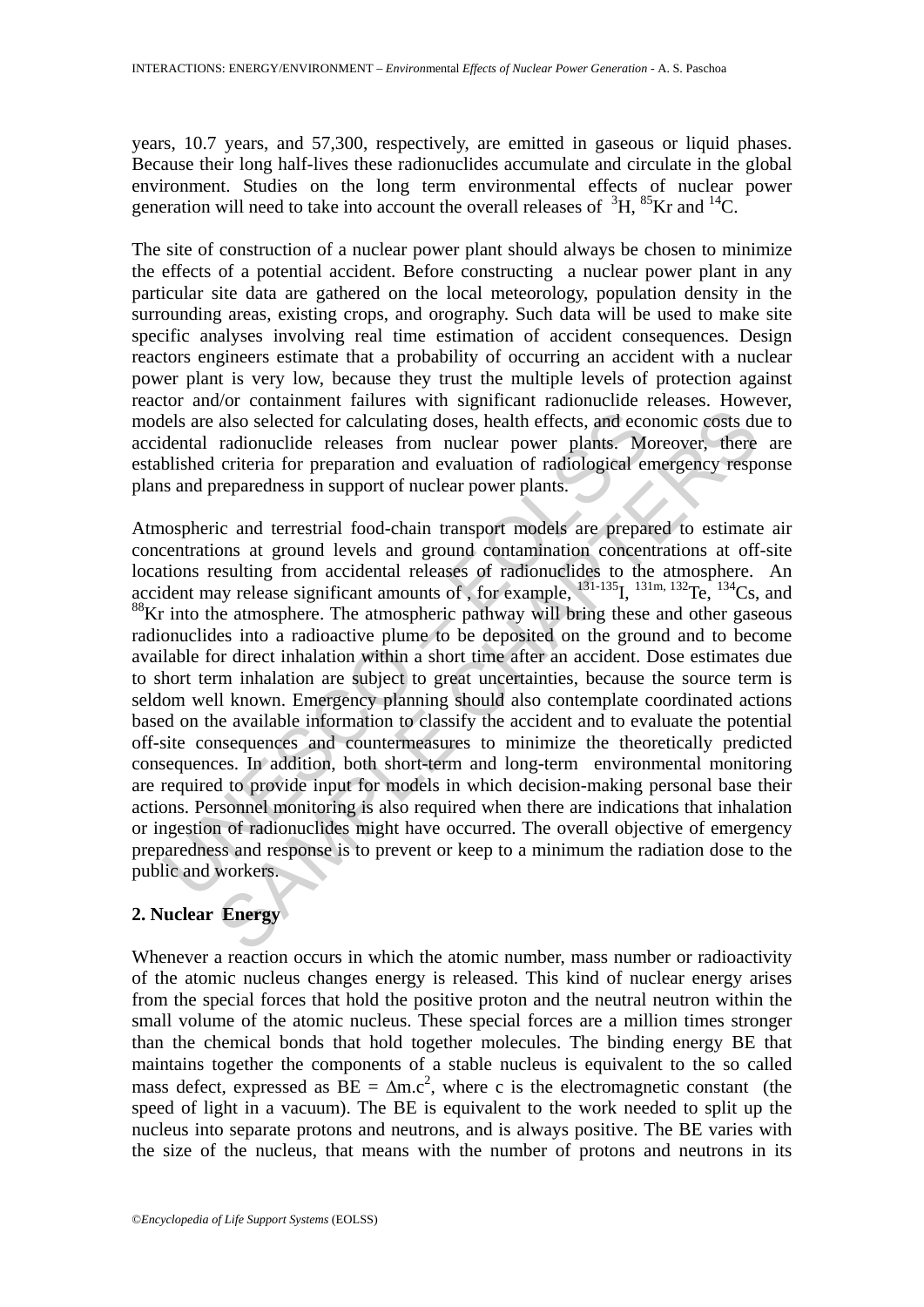years, 10.7 years, and 57,300, respectively, are emitted in gaseous or liquid phases. Because their long half-lives these radionuclides accumulate and circulate in the global environment. Studies on the long term environmental effects of nuclear power generation will need to take into account the overall releases of $^{3}$H, $^{85}$Kr and $^{14}$C.

The site of construction of a nuclear power plant should always be chosen to minimize the effects of a potential accident. Before constructing a nuclear power plant in any particular site data are gathered on the local meteorology, population density in the surrounding areas, existing crops, and orography. Such data will be used to make site specific analyses involving real time estimation of accident consequences. Design reactors engineers estimate that a probability of occurring an accident with a nuclear power plant is very low, because they trust the multiple levels of protection against reactor and/or containment failures with significant radionuclide releases. However, models are also selected for calculating doses, health effects, and economic costs due to accidental radionuclide releases from nuclear power plants. Moreover, there are established criteria for preparation and evaluation of radiological emergency response plans and preparedness in support of nuclear power plants.

Atmospheric and terrestrial food-chain transport models are prepared to estimate air concentrations at ground levels and ground contamination concentrations at off-site locations resulting from accidental releases of radionuclides to the atmosphere. An accident may release significant amounts of , for example, $^{131-135}$I, $^{131m,\,132}$Te, $^{134}$Cs, and $^{88}$Kr into the atmosphere. The atmospheric pathway will bring these and other gaseous radionuclides into a radioactive plume to be deposited on the ground and to become available for direct inhalation within a short time after an accident. Dose estimates due to short term inhalation are subject to great uncertainties, because the source term is seldom well known. Emergency planning should also contemplate coordinated actions based on the available information to classify the accident and to evaluate the potential off-site consequences and countermeasures to minimize the theoretically predicted consequences. In addition, both short-term and long-term environmental monitoring are required to provide input for models in which decision-making personal base their actions. Personnel monitoring is also required when there are indications that inhalation or ingestion of radionuclides might have occurred. The overall objective of emergency preparedness and response is to prevent or keep to a minimum the radiation dose to the public and workers.

## 2. Nuclear Energy

Whenever a reaction occurs in which the atomic number, mass number or radioactivity of the atomic nucleus changes energy is released. This kind of nuclear energy arises from the special forces that hold the positive proton and the neutral neutron within the small volume of the atomic nucleus. These special forces are a million times stronger than the chemical bonds that hold together molecules. The binding energy BE that maintains together the components of a stable nucleus is equivalent to the so called mass defect, expressed as $BE = \Delta m.c^2$, where c is the electromagnetic constant (the speed of light in a vacuum). The BE is equivalent to the work needed to split up the nucleus into separate protons and neutrons, and is always positive. The BE varies with the size of the nucleus, that means with the number of protons and neutrons in its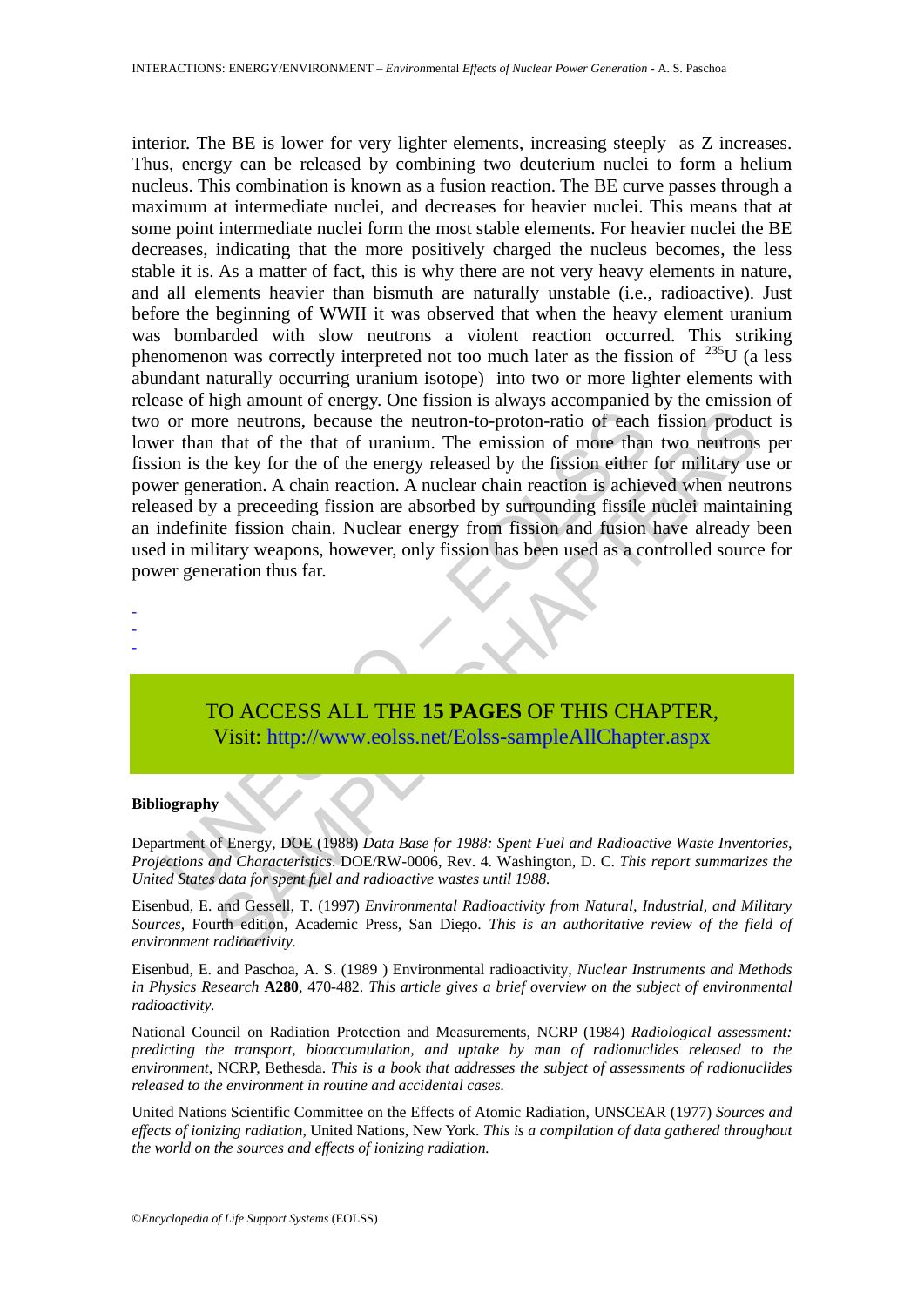interior. The BE is lower for very lighter elements, increasing steeply as Z increases. Thus, energy can be released by combining two deuterium nuclei to form a helium nucleus. This combination is known as a fusion reaction. The BE curve passes through a maximum at intermediate nuclei, and decreases for heavier nuclei. This means that at some point intermediate nuclei form the most stable elements. For heavier nuclei the BE decreases, indicating that the more positively charged the nucleus becomes, the less stable it is. As a matter of fact, this is why there are not very heavy elements in nature, and all elements heavier than bismuth are naturally unstable (i.e., radioactive). Just before the beginning of WWII it was observed that when the heavy element uranium was bombarded with slow neutrons a violent reaction occurred. This striking phenomenon was correctly interpreted not too much later as the fission of $^{235}$U (a less abundant naturally occurring uranium isotope) into two or more lighter elements with release of high amount of energy. One fission is always accompanied by the emission of two or more neutrons, because the neutron-to-proton-ratio of each fission product is lower than that of the that of uranium. The emission of more than two neutrons per fission is the key for the of the energy released by the fission either for military use or power generation. A chain reaction. A nuclear chain reaction is achieved when neutrons released by a preceeding fission are absorbed by surrounding fissile nuclei maintaining an indefinite fission chain. Nuclear energy from fission and fusion have already been used in military weapons, however, only fission has been used as a controlled source for power generation thus far.

-
-
-

TO ACCESS ALL THE **15 PAGES** OF THIS CHAPTER,
Visit: http://www.eolss.net/Eolss-sampleAllChapter.aspx

**Bibliography**

Department of Energy, DOE (1988) *Data Base for 1988: Spent Fuel and Radioactive Waste Inventories, Projections and Characteristics*. DOE/RW-0006, Rev. 4. Washington, D. C. *This report summarizes the United States data for spent fuel and radioactive wastes until 1988.*

Eisenbud, E. and Gessell, T. (1997) *Environmental Radioactivity from Natural, Industrial, and Military Sources*, Fourth edition, Academic Press, San Diego. *This is an authoritative review of the field of environment radioactivity.*

Eisenbud, E. and Paschoa, A. S. (1989 ) Environmental radioactivity, *Nuclear Instruments and Methods in Physics Research* **A280**, 470-482. *This article gives a brief overview on the subject of environmental radioactivity.*

National Council on Radiation Protection and Measurements, NCRP (1984) *Radiological assessment: predicting the transport, bioaccumulation, and uptake by man of radionuclides released to the environment*, NCRP, Bethesda. *This is a book that addresses the subject of assessments of radionuclides released to the environment in routine and accidental cases.*

United Nations Scientific Committee on the Effects of Atomic Radiation, UNSCEAR (1977) *Sources and effects of ionizing radiation*, United Nations, New York. *This is a compilation of data gathered throughout the world on the sources and effects of ionizing radiation.*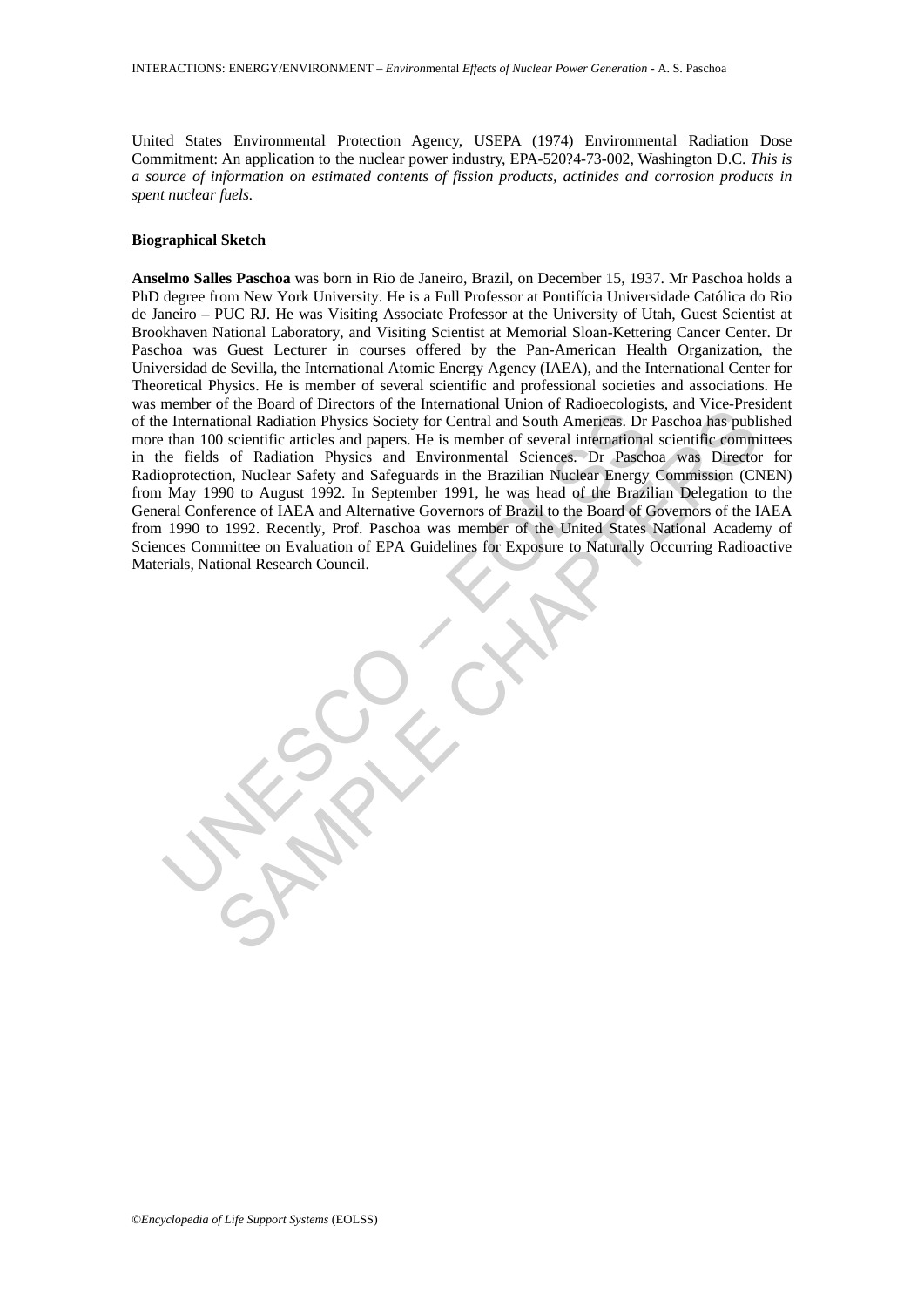United States Environmental Protection Agency, USEPA (1974) Environmental Radiation Dose Commitment: An application to the nuclear power industry, EPA-520?4-73-002, Washington D.C. *This is a source of information on estimated contents of fission products, actinides and corrosion products in spent nuclear fuels.*

**Biographical Sketch**

**Anselmo Salles Paschoa** was born in Rio de Janeiro, Brazil, on December 15, 1937. Mr Paschoa holds a PhD degree from New York University. He is a Full Professor at Pontifícia Universidade Católica do Rio de Janeiro – PUC RJ. He was Visiting Associate Professor at the University of Utah, Guest Scientist at Brookhaven National Laboratory, and Visiting Scientist at Memorial Sloan-Kettering Cancer Center. Dr Paschoa was Guest Lecturer in courses offered by the Pan-American Health Organization, the Universidad de Sevilla, the International Atomic Energy Agency (IAEA), and the International Center for Theoretical Physics. He is member of several scientific and professional societies and associations. He was member of the Board of Directors of the International Union of Radioecologists, and Vice-President of the International Radiation Physics Society for Central and South Americas. Dr Paschoa has published more than 100 scientific articles and papers. He is member of several international scientific committees in the fields of Radiation Physics and Environmental Sciences. Dr Paschoa was Director for Radioprotection, Nuclear Safety and Safeguards in the Brazilian Nuclear Energy Commission (CNEN) from May 1990 to August 1992. In September 1991, he was head of the Brazilian Delegation to the General Conference of IAEA and Alternative Governors of Brazil to the Board of Governors of the IAEA from 1990 to 1992. Recently, Prof. Paschoa was member of the United States National Academy of Sciences Committee on Evaluation of EPA Guidelines for Exposure to Naturally Occurring Radioactive Materials, National Research Council.